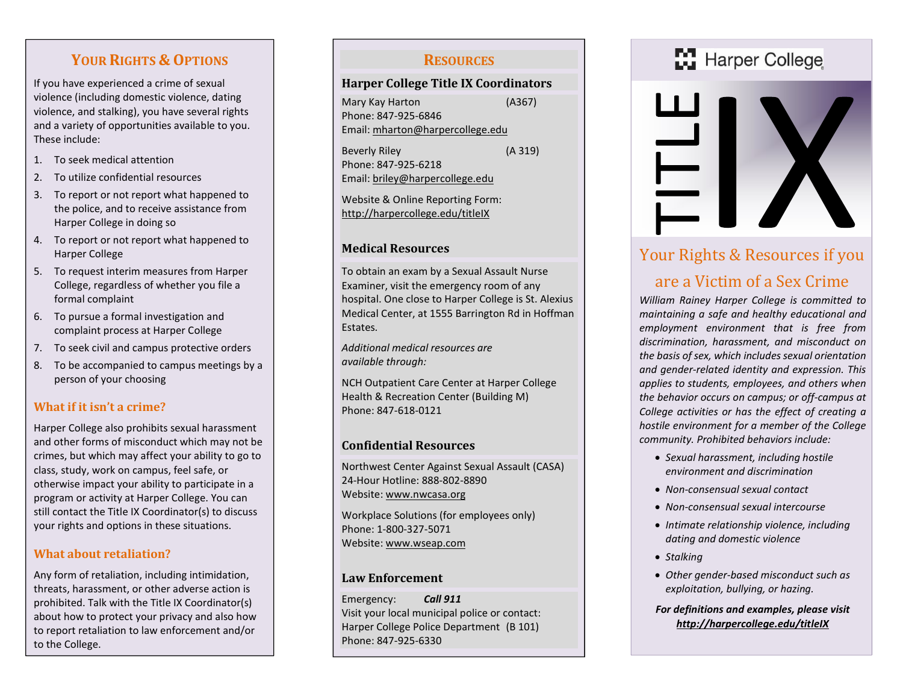## Your Rights & Options

If you have experienced a crime of sexual violence (including domestic violence, dating violence, and stalking), you have several rights and a variety of opportunities available to you. These include:

1. To seek medical attention
2. To utilize confidential resources
3. To report or not report what happened to the police, and to receive assistance from Harper College in doing so
4. To report or not report what happened to Harper College
5. To request interim measures from Harper College, regardless of whether you file a formal complaint
6. To pursue a formal investigation and complaint process at Harper College
7. To seek civil and campus protective orders
8. To be accompanied to campus meetings by a person of your choosing

### What if it isn't a crime?

Harper College also prohibits sexual harassment and other forms of misconduct which may not be crimes, but which may affect your ability to go to class, study, work on campus, feel safe, or otherwise impact your ability to participate in a program or activity at Harper College. You can still contact the Title IX Coordinator(s) to discuss your rights and options in these situations.

### What about retaliation?

Any form of retaliation, including intimidation, threats, harassment, or other adverse action is prohibited. Talk with the Title IX Coordinator(s) about how to protect your privacy and also how to report retaliation to law enforcement and/or to the College.

## Resources

### Harper College Title IX Coordinators

Mary Kay Harton (A367)
Phone: 847-925-6846
Email: mharton@harpercollege.edu

Beverly Riley (A 319)
Phone: 847-925-6218
Email: briley@harpercollege.edu

Website & Online Reporting Form:
http://harpercollege.edu/titleIX

### Medical Resources

To obtain an exam by a Sexual Assault Nurse Examiner, visit the emergency room of any hospital. One close to Harper College is St. Alexius Medical Center, at 1555 Barrington Rd in Hoffman Estates.

*Additional medical resources are available through:*

NCH Outpatient Care Center at Harper College Health & Recreation Center (Building M)
Phone: 847-618-0121

### Confidential Resources

Northwest Center Against Sexual Assault (CASA)
24-Hour Hotline: 888-802-8890
Website: www.nwcasa.org

Workplace Solutions (for employees only)
Phone: 1-800-327-5071
Website: www.wseap.com

### Law Enforcement

Emergency: ***Call 911***
Visit your local municipal police or contact:
Harper College Police Department (B 101)
Phone: 847-925-6330

Harper College

# TITLE IX

## Your Rights & Resources if you are a Victim of a Sex Crime

*William Rainey Harper College is committed to maintaining a safe and healthy educational and employment environment that is free from discrimination, harassment, and misconduct on the basis of sex, which includes sexual orientation and gender-related identity and expression. This applies to students, employees, and others when the behavior occurs on campus; or off-campus at College activities or has the effect of creating a hostile environment for a member of the College community. Prohibited behaviors include:*

- *Sexual harassment, including hostile environment and discrimination*
- *Non-consensual sexual contact*
- *Non-consensual sexual intercourse*
- *Intimate relationship violence, including dating and domestic violence*
- *Stalking*
- *Other gender-based misconduct such as exploitation, bullying, or hazing.*

***For definitions and examples, please visit http://harpercollege.edu/titleIX***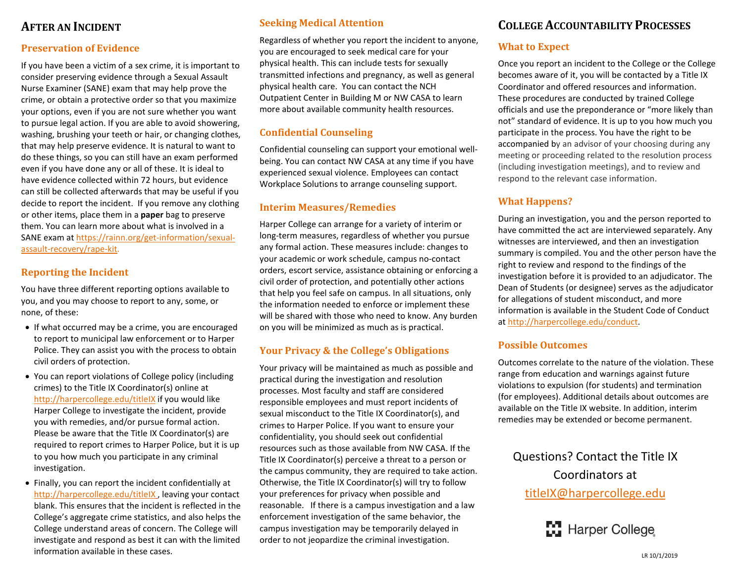## After an Incident

### Preservation of Evidence

If you have been a victim of a sex crime, it is important to consider preserving evidence through a Sexual Assault Nurse Examiner (SANE) exam that may help prove the crime, or obtain a protective order so that you maximize your options, even if you are not sure whether you want to pursue legal action. If you are able to avoid showering, washing, brushing your teeth or hair, or changing clothes, that may help preserve evidence. It is natural to want to do these things, so you can still have an exam performed even if you have done any or all of these. It is ideal to have evidence collected within 72 hours, but evidence can still be collected afterwards that may be useful if you decide to report the incident. If you remove any clothing or other items, place them in a **paper** bag to preserve them. You can learn more about what is involved in a SANE exam at https://rainn.org/get-information/sexual-assault-recovery/rape-kit.

### Reporting the Incident

You have three different reporting options available to you, and you may choose to report to any, some, or none, of these:

- If what occurred may be a crime, you are encouraged to report to municipal law enforcement or to Harper Police. They can assist you with the process to obtain civil orders of protection.
- You can report violations of College policy (including crimes) to the Title IX Coordinator(s) online at http://harpercollege.edu/titleIX if you would like Harper College to investigate the incident, provide you with remedies, and/or pursue formal action. Please be aware that the Title IX Coordinator(s) are required to report crimes to Harper Police, but it is up to you how much you participate in any criminal investigation.
- Finally, you can report the incident confidentially at http://harpercollege.edu/titleIX , leaving your contact blank. This ensures that the incident is reflected in the College's aggregate crime statistics, and also helps the College understand areas of concern. The College will investigate and respond as best it can with the limited information available in these cases.

### Seeking Medical Attention

Regardless of whether you report the incident to anyone, you are encouraged to seek medical care for your physical health. This can include tests for sexually transmitted infections and pregnancy, as well as general physical health care. You can contact the NCH Outpatient Center in Building M or NW CASA to learn more about available community health resources.

### Confidential Counseling

Confidential counseling can support your emotional well-being. You can contact NW CASA at any time if you have experienced sexual violence. Employees can contact Workplace Solutions to arrange counseling support.

### Interim Measures/Remedies

Harper College can arrange for a variety of interim or long-term measures, regardless of whether you pursue any formal action. These measures include: changes to your academic or work schedule, campus no-contact orders, escort service, assistance obtaining or enforcing a civil order of protection, and potentially other actions that help you feel safe on campus. In all situations, only the information needed to enforce or implement these will be shared with those who need to know. Any burden on you will be minimized as much as is practical.

### Your Privacy & the College's Obligations

Your privacy will be maintained as much as possible and practical during the investigation and resolution processes. Most faculty and staff are considered responsible employees and must report incidents of sexual misconduct to the Title IX Coordinator(s), and crimes to Harper Police. If you want to ensure your confidentiality, you should seek out confidential resources such as those available from NW CASA. If the Title IX Coordinator(s) perceive a threat to a person or the campus community, they are required to take action. Otherwise, the Title IX Coordinator(s) will try to follow your preferences for privacy when possible and reasonable. If there is a campus investigation and a law enforcement investigation of the same behavior, the campus investigation may be temporarily delayed in order to not jeopardize the criminal investigation.

## College Accountability Processes

### What to Expect

Once you report an incident to the College or the College becomes aware of it, you will be contacted by a Title IX Coordinator and offered resources and information. These procedures are conducted by trained College officials and use the preponderance or "more likely than not" standard of evidence. It is up to you how much you participate in the process. You have the right to be accompanied by an advisor of your choosing during any meeting or proceeding related to the resolution process (including investigation meetings), and to review and respond to the relevant case information.

### What Happens?

During an investigation, you and the person reported to have committed the act are interviewed separately. Any witnesses are interviewed, and then an investigation summary is compiled. You and the other person have the right to review and respond to the findings of the investigation before it is provided to an adjudicator. The Dean of Students (or designee) serves as the adjudicator for allegations of student misconduct, and more information is available in the Student Code of Conduct at http://harpercollege.edu/conduct.

### Possible Outcomes

Outcomes correlate to the nature of the violation. These range from education and warnings against future violations to expulsion (for students) and termination (for employees). Additional details about outcomes are available on the Title IX website. In addition, interim remedies may be extended or become permanent.

Questions? Contact the Title IX Coordinators at titleIX@harpercollege.edu

Harper College

LR 10/1/2019